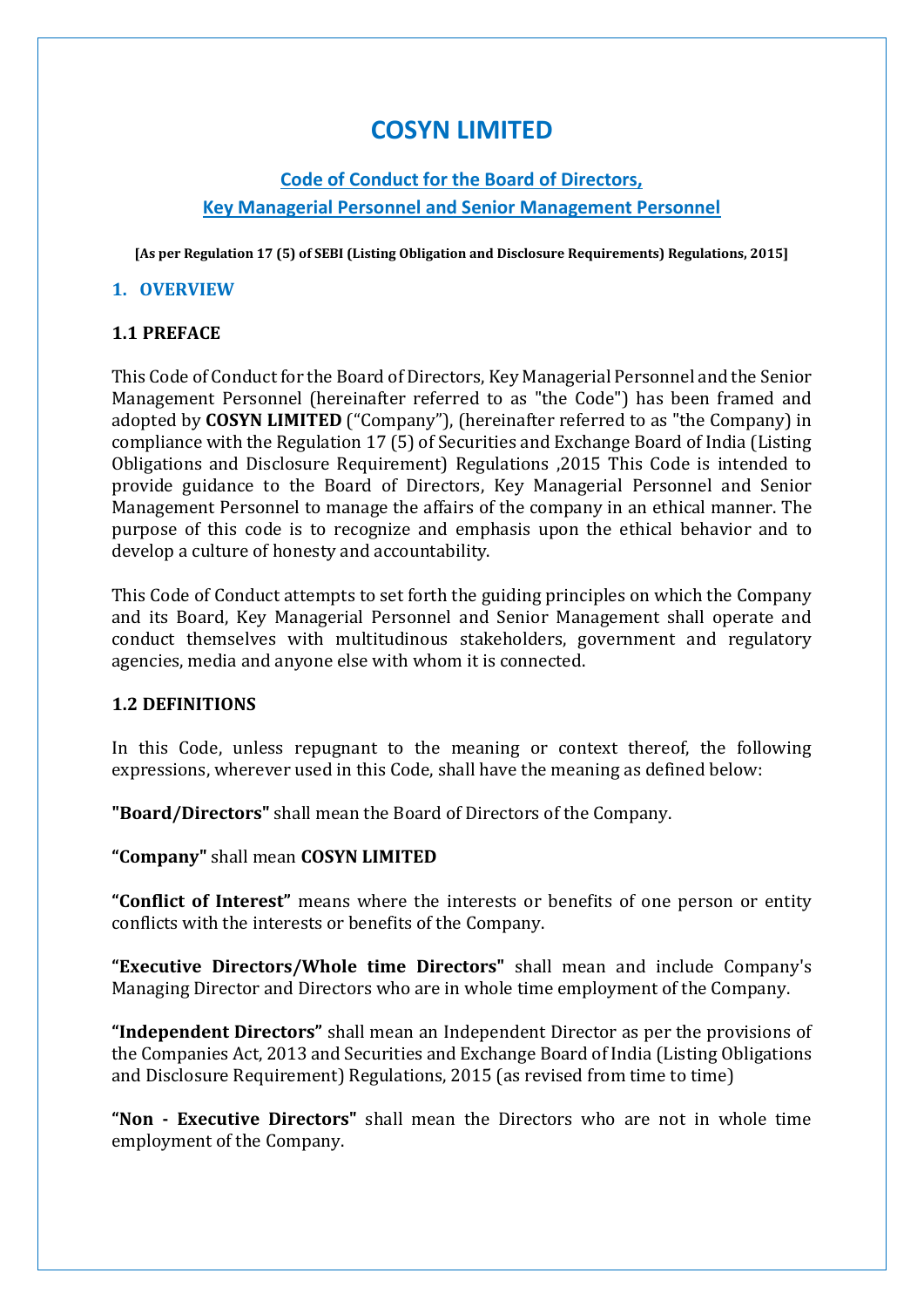# COSYN LIMITED

## Code of Conduct for the Board of Directors, Key Managerial Personnel and Senior Management Personnel

**[As per Regulation 17 (5) of SEBI (Listing Obligation and Disclosure Requirements) Regulations, 2015]**

## 1. OVERVIEW

### 1.1 PREFACE

This Code of Conduct for the Board of Directors, Key Managerial Personnel and the Senior Management Personnel (hereinafter referred to as "the Code") has been framed and adopted by **COSYN LIMITED** ("Company"), (hereinafter referred to as "the Company) in compliance with the Regulation 17 (5) of Securities and Exchange Board of India (Listing Obligations and Disclosure Requirement) Regulations ,2015 This Code is intended to provide guidance to the Board of Directors, Key Managerial Personnel and Senior Management Personnel to manage the affairs of the company in an ethical manner. The purpose of this code is to recognize and emphasis upon the ethical behavior and to develop a culture of honesty and accountability.

This Code of Conduct attempts to set forth the guiding principles on which the Company and its Board, Key Managerial Personnel and Senior Management shall operate and conduct themselves with multitudinous stakeholders, government and regulatory agencies, media and anyone else with whom it is connected.

### 1.2 DEFINITIONS

In this Code, unless repugnant to the meaning or context thereof, the following expressions, wherever used in this Code, shall have the meaning as defined below:

**"Board/Directors"** shall mean the Board of Directors of the Company.

**"Company"** shall mean **COSYN LIMITED**

**"Conflict of Interest"** means where the interests or benefits of one person or entity conflicts with the interests or benefits of the Company.

**"Executive Directors/Whole time Directors"** shall mean and include Company's Managing Director and Directors who are in whole time employment of the Company.

**"Independent Directors"** shall mean an Independent Director as per the provisions of the Companies Act, 2013 and Securities and Exchange Board of India (Listing Obligations and Disclosure Requirement) Regulations, 2015 (as revised from time to time)

**"Non - Executive Directors"** shall mean the Directors who are not in whole time employment of the Company.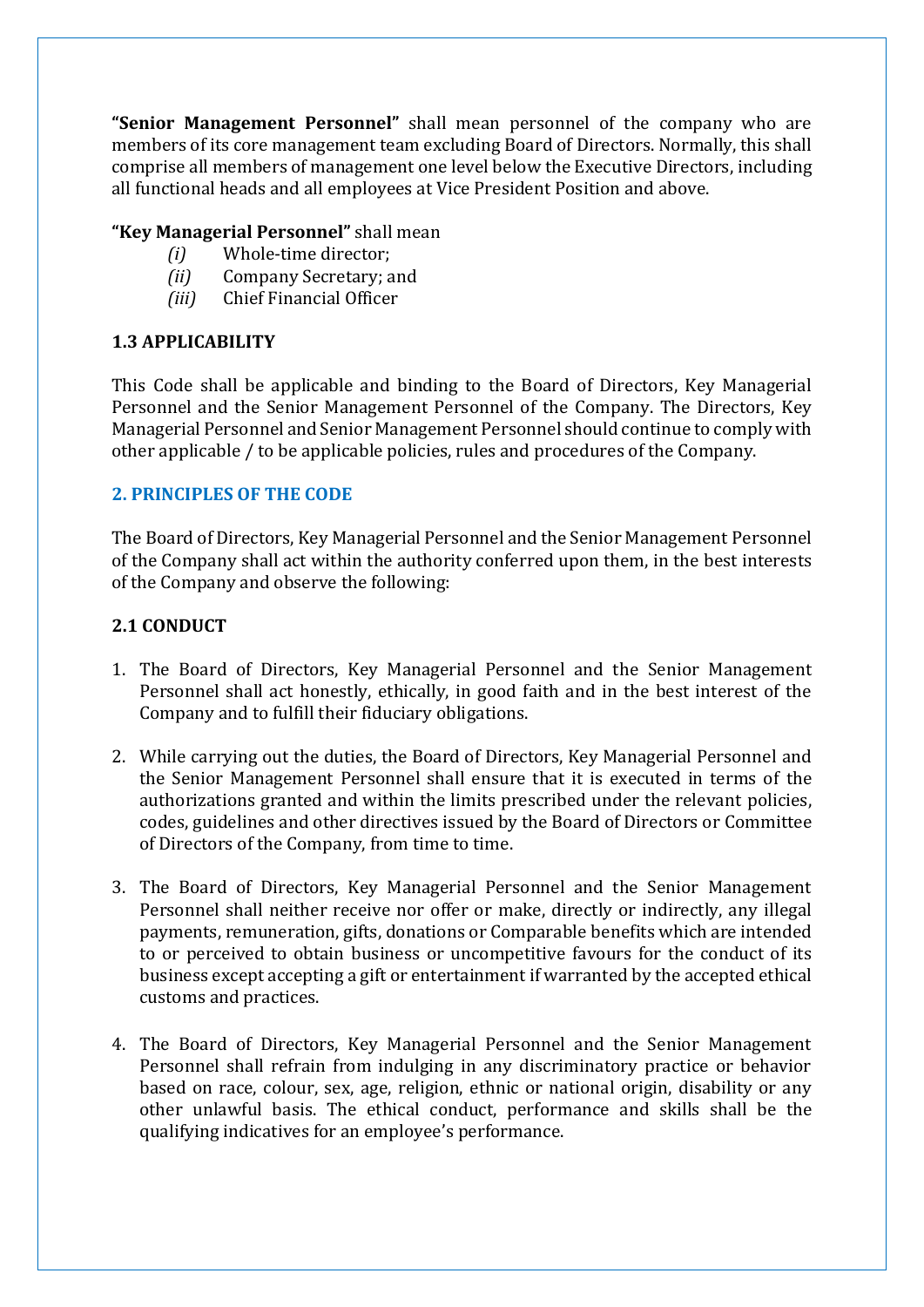**"Senior Management Personnel"** shall mean personnel of the company who are members of its core management team excluding Board of Directors. Normally, this shall comprise all members of management one level below the Executive Directors, including all functional heads and all employees at Vice President Position and above.

**"Key Managerial Personnel"** shall mean

*(i)* Whole-time director;
*(ii)* Company Secretary; and
*(iii)* Chief Financial Officer

### 1.3 APPLICABILITY

This Code shall be applicable and binding to the Board of Directors, Key Managerial Personnel and the Senior Management Personnel of the Company. The Directors, Key Managerial Personnel and Senior Management Personnel should continue to comply with other applicable / to be applicable policies, rules and procedures of the Company.

## 2. PRINCIPLES OF THE CODE

The Board of Directors, Key Managerial Personnel and the Senior Management Personnel of the Company shall act within the authority conferred upon them, in the best interests of the Company and observe the following:

### 2.1 CONDUCT

1. The Board of Directors, Key Managerial Personnel and the Senior Management Personnel shall act honestly, ethically, in good faith and in the best interest of the Company and to fulfill their fiduciary obligations.

2. While carrying out the duties, the Board of Directors, Key Managerial Personnel and the Senior Management Personnel shall ensure that it is executed in terms of the authorizations granted and within the limits prescribed under the relevant policies, codes, guidelines and other directives issued by the Board of Directors or Committee of Directors of the Company, from time to time.

3. The Board of Directors, Key Managerial Personnel and the Senior Management Personnel shall neither receive nor offer or make, directly or indirectly, any illegal payments, remuneration, gifts, donations or Comparable benefits which are intended to or perceived to obtain business or uncompetitive favours for the conduct of its business except accepting a gift or entertainment if warranted by the accepted ethical customs and practices.

4. The Board of Directors, Key Managerial Personnel and the Senior Management Personnel shall refrain from indulging in any discriminatory practice or behavior based on race, colour, sex, age, religion, ethnic or national origin, disability or any other unlawful basis. The ethical conduct, performance and skills shall be the qualifying indicatives for an employee's performance.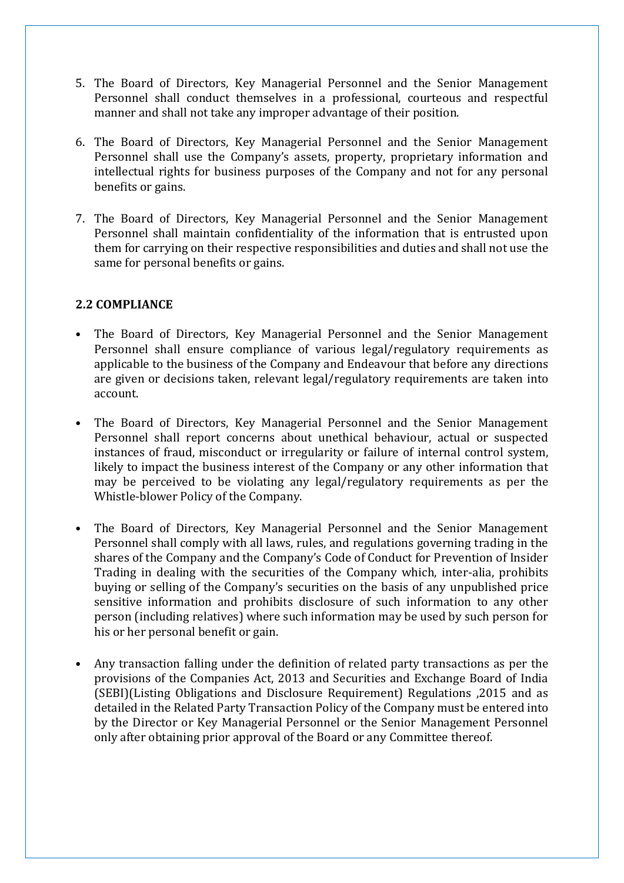5. The Board of Directors, Key Managerial Personnel and the Senior Management Personnel shall conduct themselves in a professional, courteous and respectful manner and shall not take any improper advantage of their position.

6. The Board of Directors, Key Managerial Personnel and the Senior Management Personnel shall use the Company's assets, property, proprietary information and intellectual rights for business purposes of the Company and not for any personal benefits or gains.

7. The Board of Directors, Key Managerial Personnel and the Senior Management Personnel shall maintain confidentiality of the information that is entrusted upon them for carrying on their respective responsibilities and duties and shall not use the same for personal benefits or gains.

### 2.2 COMPLIANCE

- The Board of Directors, Key Managerial Personnel and the Senior Management Personnel shall ensure compliance of various legal/regulatory requirements as applicable to the business of the Company and Endeavour that before any directions are given or decisions taken, relevant legal/regulatory requirements are taken into account.

- The Board of Directors, Key Managerial Personnel and the Senior Management Personnel shall report concerns about unethical behaviour, actual or suspected instances of fraud, misconduct or irregularity or failure of internal control system, likely to impact the business interest of the Company or any other information that may be perceived to be violating any legal/regulatory requirements as per the Whistle-blower Policy of the Company.

- The Board of Directors, Key Managerial Personnel and the Senior Management Personnel shall comply with all laws, rules, and regulations governing trading in the shares of the Company and the Company's Code of Conduct for Prevention of Insider Trading in dealing with the securities of the Company which, inter-alia, prohibits buying or selling of the Company's securities on the basis of any unpublished price sensitive information and prohibits disclosure of such information to any other person (including relatives) where such information may be used by such person for his or her personal benefit or gain.

- Any transaction falling under the definition of related party transactions as per the provisions of the Companies Act, 2013 and Securities and Exchange Board of India (SEBI)(Listing Obligations and Disclosure Requirement) Regulations ,2015 and as detailed in the Related Party Transaction Policy of the Company must be entered into by the Director or Key Managerial Personnel or the Senior Management Personnel only after obtaining prior approval of the Board or any Committee thereof.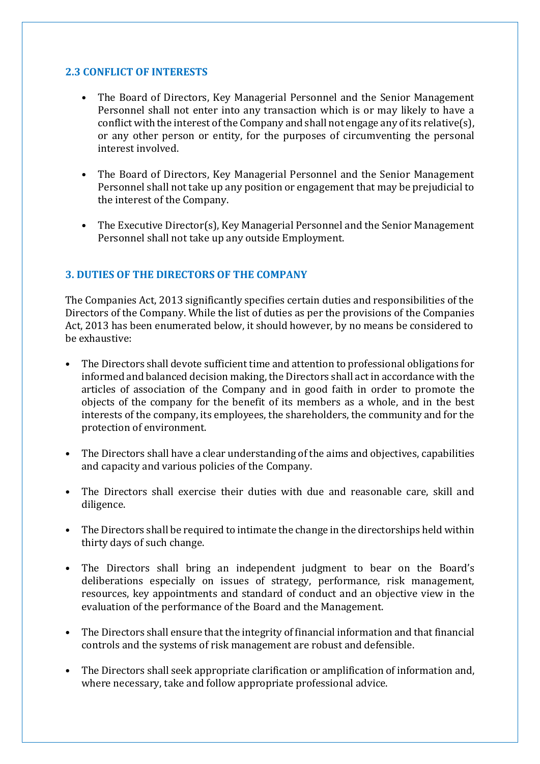### 2.3 CONFLICT OF INTERESTS

- The Board of Directors, Key Managerial Personnel and the Senior Management Personnel shall not enter into any transaction which is or may likely to have a conflict with the interest of the Company and shall not engage any of its relative(s), or any other person or entity, for the purposes of circumventing the personal interest involved.

- The Board of Directors, Key Managerial Personnel and the Senior Management Personnel shall not take up any position or engagement that may be prejudicial to the interest of the Company.

- The Executive Director(s), Key Managerial Personnel and the Senior Management Personnel shall not take up any outside Employment.

## 3. DUTIES OF THE DIRECTORS OF THE COMPANY

The Companies Act, 2013 significantly specifies certain duties and responsibilities of the Directors of the Company. While the list of duties as per the provisions of the Companies Act, 2013 has been enumerated below, it should however, by no means be considered to be exhaustive:

- The Directors shall devote sufficient time and attention to professional obligations for informed and balanced decision making, the Directors shall act in accordance with the articles of association of the Company and in good faith in order to promote the objects of the company for the benefit of its members as a whole, and in the best interests of the company, its employees, the shareholders, the community and for the protection of environment.

- The Directors shall have a clear understanding of the aims and objectives, capabilities and capacity and various policies of the Company.

- The Directors shall exercise their duties with due and reasonable care, skill and diligence.

- The Directors shall be required to intimate the change in the directorships held within thirty days of such change.

- The Directors shall bring an independent judgment to bear on the Board's deliberations especially on issues of strategy, performance, risk management, resources, key appointments and standard of conduct and an objective view in the evaluation of the performance of the Board and the Management.

- The Directors shall ensure that the integrity of financial information and that financial controls and the systems of risk management are robust and defensible.

- The Directors shall seek appropriate clarification or amplification of information and, where necessary, take and follow appropriate professional advice.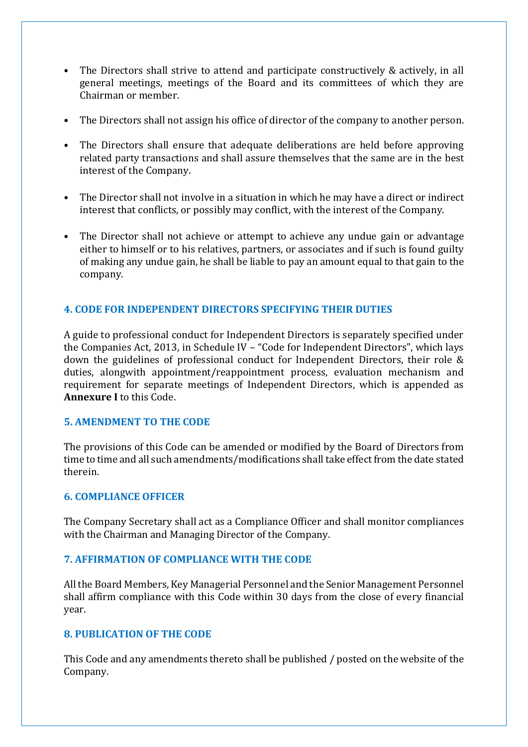- The Directors shall strive to attend and participate constructively & actively, in all general meetings, meetings of the Board and its committees of which they are Chairman or member.
- The Directors shall not assign his office of director of the company to another person.
- The Directors shall ensure that adequate deliberations are held before approving related party transactions and shall assure themselves that the same are in the best interest of the Company.
- The Director shall not involve in a situation in which he may have a direct or indirect interest that conflicts, or possibly may conflict, with the interest of the Company.
- The Director shall not achieve or attempt to achieve any undue gain or advantage either to himself or to his relatives, partners, or associates and if such is found guilty of making any undue gain, he shall be liable to pay an amount equal to that gain to the company.

## 4. CODE FOR INDEPENDENT DIRECTORS SPECIFYING THEIR DUTIES

A guide to professional conduct for Independent Directors is separately specified under the Companies Act, 2013, in Schedule IV – "Code for Independent Directors", which lays down the guidelines of professional conduct for Independent Directors, their role & duties, alongwith appointment/reappointment process, evaluation mechanism and requirement for separate meetings of Independent Directors, which is appended as **Annexure I** to this Code.

## 5. AMENDMENT TO THE CODE

The provisions of this Code can be amended or modified by the Board of Directors from time to time and all such amendments/modifications shall take effect from the date stated therein.

## 6. COMPLIANCE OFFICER

The Company Secretary shall act as a Compliance Officer and shall monitor compliances with the Chairman and Managing Director of the Company.

## 7. AFFIRMATION OF COMPLIANCE WITH THE CODE

All the Board Members, Key Managerial Personnel and the Senior Management Personnel shall affirm compliance with this Code within 30 days from the close of every financial year.

## 8. PUBLICATION OF THE CODE

This Code and any amendments thereto shall be published / posted on the website of the Company.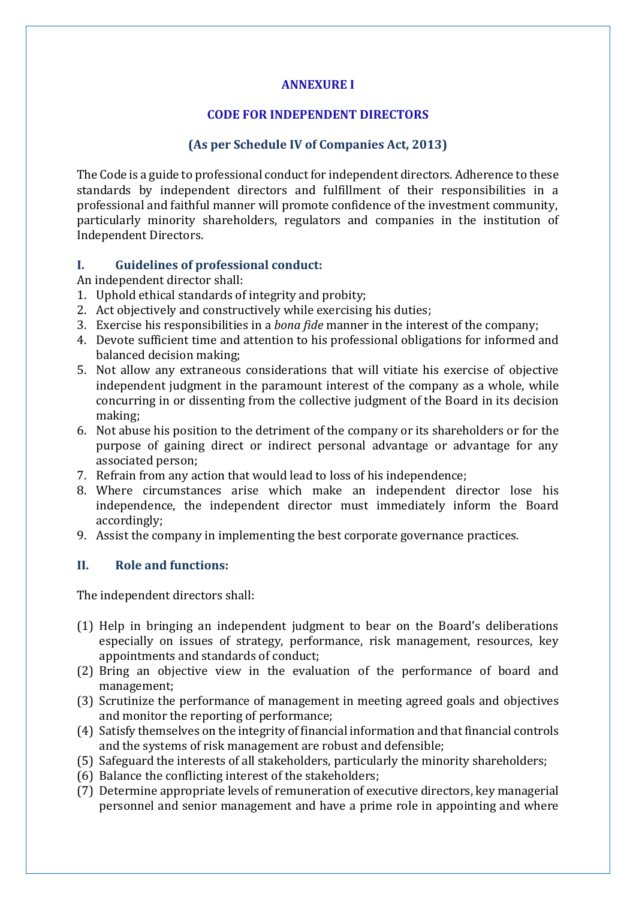## ANNEXURE I

## CODE FOR INDEPENDENT DIRECTORS

### (As per Schedule IV of Companies Act, 2013)

The Code is a guide to professional conduct for independent directors. Adherence to these standards by independent directors and fulfillment of their responsibilities in a professional and faithful manner will promote confidence of the investment community, particularly minority shareholders, regulators and companies in the institution of Independent Directors.

### I. Guidelines of professional conduct:

An independent director shall:

1. Uphold ethical standards of integrity and probity;
2. Act objectively and constructively while exercising his duties;
3. Exercise his responsibilities in a *bona fide* manner in the interest of the company;
4. Devote sufficient time and attention to his professional obligations for informed and balanced decision making;
5. Not allow any extraneous considerations that will vitiate his exercise of objective independent judgment in the paramount interest of the company as a whole, while concurring in or dissenting from the collective judgment of the Board in its decision making;
6. Not abuse his position to the detriment of the company or its shareholders or for the purpose of gaining direct or indirect personal advantage or advantage for any associated person;
7. Refrain from any action that would lead to loss of his independence;
8. Where circumstances arise which make an independent director lose his independence, the independent director must immediately inform the Board accordingly;
9. Assist the company in implementing the best corporate governance practices.

### II. Role and functions:

The independent directors shall:

(1) Help in bringing an independent judgment to bear on the Board's deliberations especially on issues of strategy, performance, risk management, resources, key appointments and standards of conduct;

(2) Bring an objective view in the evaluation of the performance of board and management;

(3) Scrutinize the performance of management in meeting agreed goals and objectives and monitor the reporting of performance;

(4) Satisfy themselves on the integrity of financial information and that financial controls and the systems of risk management are robust and defensible;

(5) Safeguard the interests of all stakeholders, particularly the minority shareholders;

(6) Balance the conflicting interest of the stakeholders;

(7) Determine appropriate levels of remuneration of executive directors, key managerial personnel and senior management and have a prime role in appointing and where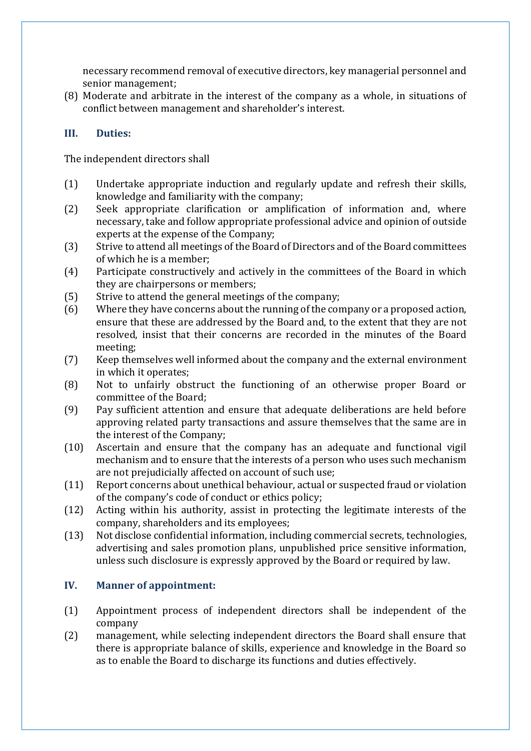necessary recommend removal of executive directors, key managerial personnel and senior management;

(8) Moderate and arbitrate in the interest of the company as a whole, in situations of conflict between management and shareholder's interest.

## III. Duties:

The independent directors shall

(1) Undertake appropriate induction and regularly update and refresh their skills, knowledge and familiarity with the company;

(2) Seek appropriate clarification or amplification of information and, where necessary, take and follow appropriate professional advice and opinion of outside experts at the expense of the Company;

(3) Strive to attend all meetings of the Board of Directors and of the Board committees of which he is a member;

(4) Participate constructively and actively in the committees of the Board in which they are chairpersons or members;

(5) Strive to attend the general meetings of the company;

(6) Where they have concerns about the running of the company or a proposed action, ensure that these are addressed by the Board and, to the extent that they are not resolved, insist that their concerns are recorded in the minutes of the Board meeting;

(7) Keep themselves well informed about the company and the external environment in which it operates;

(8) Not to unfairly obstruct the functioning of an otherwise proper Board or committee of the Board;

(9) Pay sufficient attention and ensure that adequate deliberations are held before approving related party transactions and assure themselves that the same are in the interest of the Company;

(10) Ascertain and ensure that the company has an adequate and functional vigil mechanism and to ensure that the interests of a person who uses such mechanism are not prejudicially affected on account of such use;

(11) Report concerns about unethical behaviour, actual or suspected fraud or violation of the company's code of conduct or ethics policy;

(12) Acting within his authority, assist in protecting the legitimate interests of the company, shareholders and its employees;

(13) Not disclose confidential information, including commercial secrets, technologies, advertising and sales promotion plans, unpublished price sensitive information, unless such disclosure is expressly approved by the Board or required by law.

## IV. Manner of appointment:

(1) Appointment process of independent directors shall be independent of the company

(2) management, while selecting independent directors the Board shall ensure that there is appropriate balance of skills, experience and knowledge in the Board so as to enable the Board to discharge its functions and duties effectively.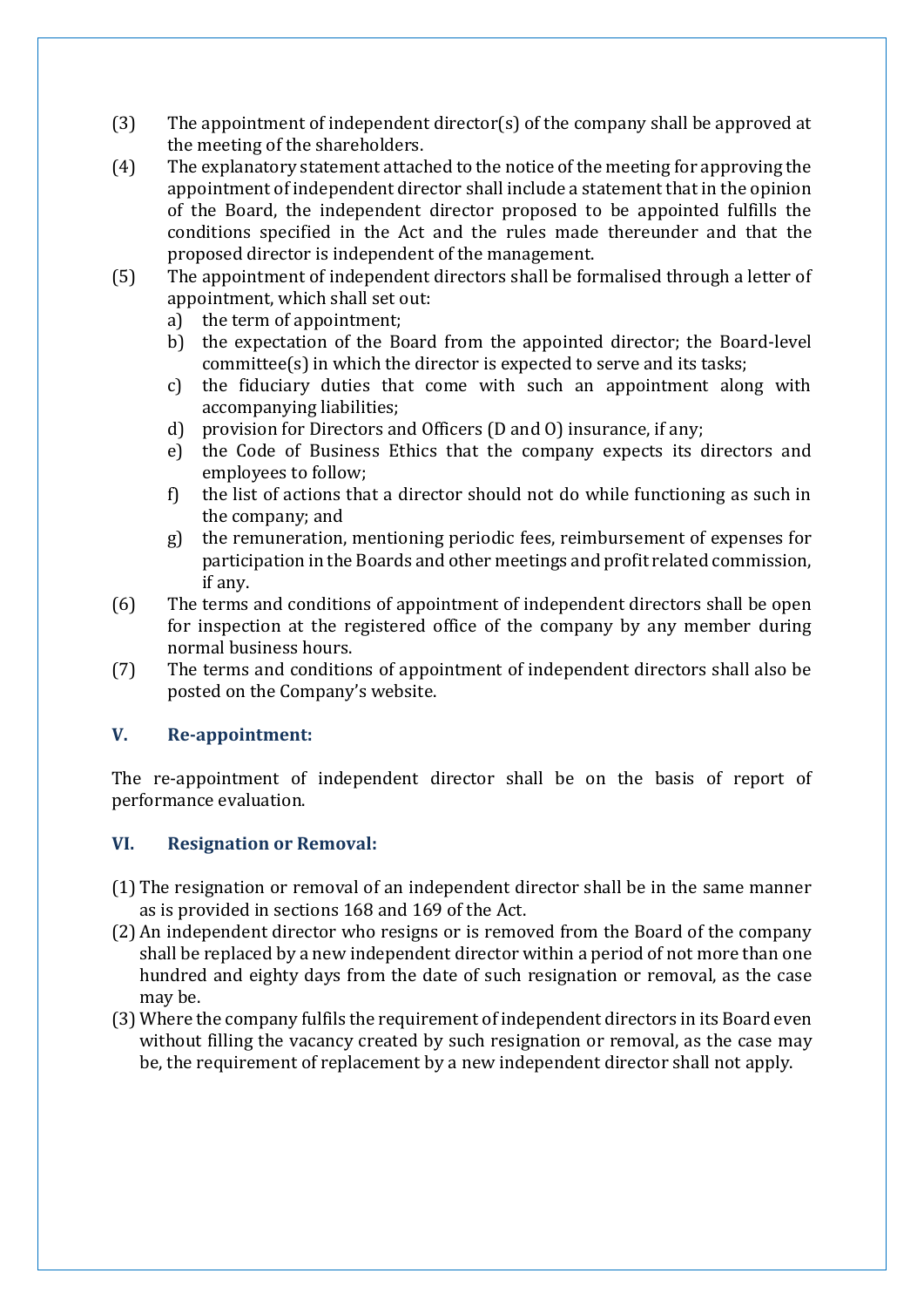(3) The appointment of independent director(s) of the company shall be approved at the meeting of the shareholders.

(4) The explanatory statement attached to the notice of the meeting for approving the appointment of independent director shall include a statement that in the opinion of the Board, the independent director proposed to be appointed fulfills the conditions specified in the Act and the rules made thereunder and that the proposed director is independent of the management.

(5) The appointment of independent directors shall be formalised through a letter of appointment, which shall set out:
   a) the term of appointment;
   b) the expectation of the Board from the appointed director; the Board-level committee(s) in which the director is expected to serve and its tasks;
   c) the fiduciary duties that come with such an appointment along with accompanying liabilities;
   d) provision for Directors and Officers (D and O) insurance, if any;
   e) the Code of Business Ethics that the company expects its directors and employees to follow;
   f) the list of actions that a director should not do while functioning as such in the company; and
   g) the remuneration, mentioning periodic fees, reimbursement of expenses for participation in the Boards and other meetings and profit related commission, if any.

(6) The terms and conditions of appointment of independent directors shall be open for inspection at the registered office of the company by any member during normal business hours.

(7) The terms and conditions of appointment of independent directors shall also be posted on the Company's website.

## V. Re-appointment:

The re-appointment of independent director shall be on the basis of report of performance evaluation.

## VI. Resignation or Removal:

(1) The resignation or removal of an independent director shall be in the same manner as is provided in sections 168 and 169 of the Act.

(2) An independent director who resigns or is removed from the Board of the company shall be replaced by a new independent director within a period of not more than one hundred and eighty days from the date of such resignation or removal, as the case may be.

(3) Where the company fulfils the requirement of independent directors in its Board even without filling the vacancy created by such resignation or removal, as the case may be, the requirement of replacement by a new independent director shall not apply.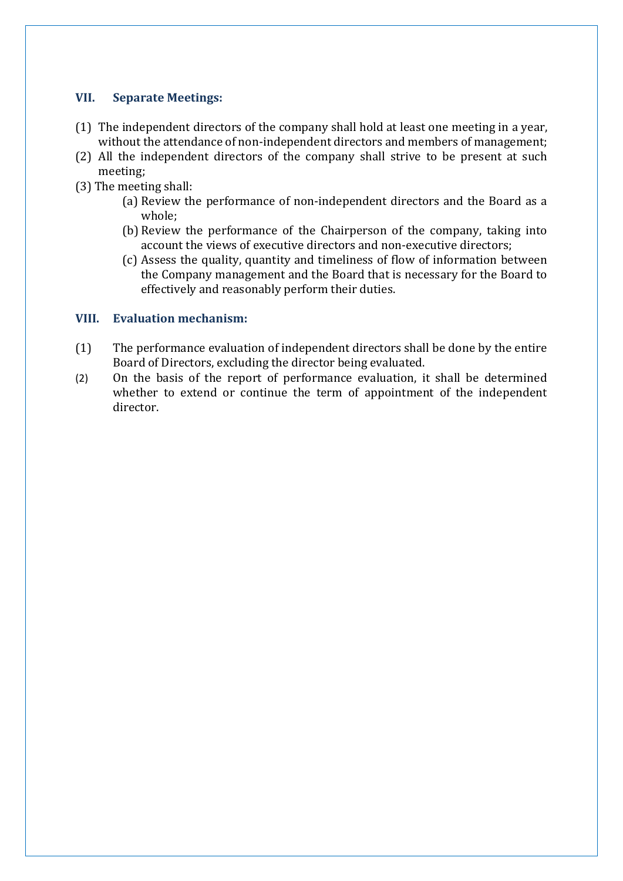## VII. Separate Meetings:

(1) The independent directors of the company shall hold at least one meeting in a year, without the attendance of non-independent directors and members of management;

(2) All the independent directors of the company shall strive to be present at such meeting;

(3) The meeting shall:

- (a) Review the performance of non-independent directors and the Board as a whole;
- (b) Review the performance of the Chairperson of the company, taking into account the views of executive directors and non-executive directors;
- (c) Assess the quality, quantity and timeliness of flow of information between the Company management and the Board that is necessary for the Board to effectively and reasonably perform their duties.

## VIII. Evaluation mechanism:

(1) The performance evaluation of independent directors shall be done by the entire Board of Directors, excluding the director being evaluated.

(2) On the basis of the report of performance evaluation, it shall be determined whether to extend or continue the term of appointment of the independent director.